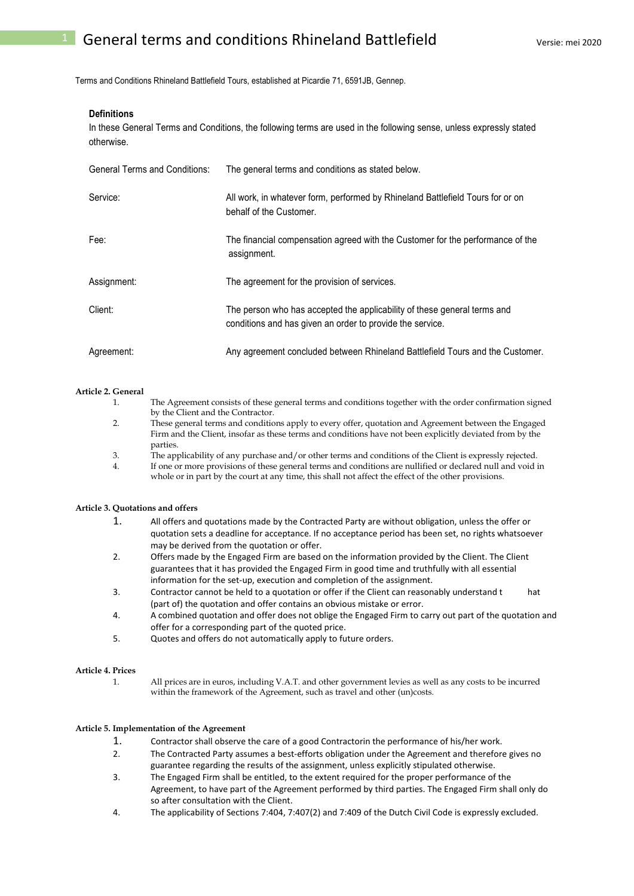# General terms and conditions Rhineland Battlefield

Versie: mei 2020

Terms and Conditions Rhineland Battlefield Tours, established at Picardie 71, 6591JB, Gennep.

**Definitions**

In these General Terms and Conditions, the following terms are used in the following sense, unless expressly stated otherwise.

| | |
|---|---|
| General Terms and Conditions: | The general terms and conditions as stated below. |
| Service: | All work, in whatever form, performed by Rhineland Battlefield Tours for or on behalf of the Customer. |
| Fee: | The financial compensation agreed with the Customer for the performance of the assignment. |
| Assignment: | The agreement for the provision of services. |
| Client: | The person who has accepted the applicability of these general terms and conditions and has given an order to provide the service. |
| Agreement: | Any agreement concluded between Rhineland Battlefield Tours and the Customer. |

**Article 2. General**

1. The Agreement consists of these general terms and conditions together with the order confirmation signed by the Client and the Contractor.
2. These general terms and conditions apply to every offer, quotation and Agreement between the Engaged Firm and the Client, insofar as these terms and conditions have not been explicitly deviated from by the parties.
3. The applicability of any purchase and/or other terms and conditions of the Client is expressly rejected.
4. If one or more provisions of these general terms and conditions are nullified or declared null and void in whole or in part by the court at any time, this shall not affect the effect of the other provisions.

**Article 3. Quotations and offers**

1. All offers and quotations made by the Contracted Party are without obligation, unless the offer or quotation sets a deadline for acceptance. If no acceptance period has been set, no rights whatsoever may be derived from the quotation or offer.
2. Offers made by the Engaged Firm are based on the information provided by the Client. The Client guarantees that it has provided the Engaged Firm in good time and truthfully with all essential information for the set-up, execution and completion of the assignment.
3. Contractor cannot be held to a quotation or offer if the Client can reasonably understand t hat (part of) the quotation and offer contains an obvious mistake or error.
4. A combined quotation and offer does not oblige the Engaged Firm to carry out part of the quotation and offer for a corresponding part of the quoted price.
5. Quotes and offers do not automatically apply to future orders.

**Article 4. Prices**

1. All prices are in euros, including V.A.T. and other government levies as well as any costs to be incurred within the framework of the Agreement, such as travel and other (un)costs.

**Article 5. Implementation of the Agreement**

1. Contractor shall observe the care of a good Contractorin the performance of his/her work.
2. The Contracted Party assumes a best-efforts obligation under the Agreement and therefore gives no guarantee regarding the results of the assignment, unless explicitly stipulated otherwise.
3. The Engaged Firm shall be entitled, to the extent required for the proper performance of the Agreement, to have part of the Agreement performed by third parties. The Engaged Firm shall only do so after consultation with the Client.
4. The applicability of Sections 7:404, 7:407(2) and 7:409 of the Dutch Civil Code is expressly excluded.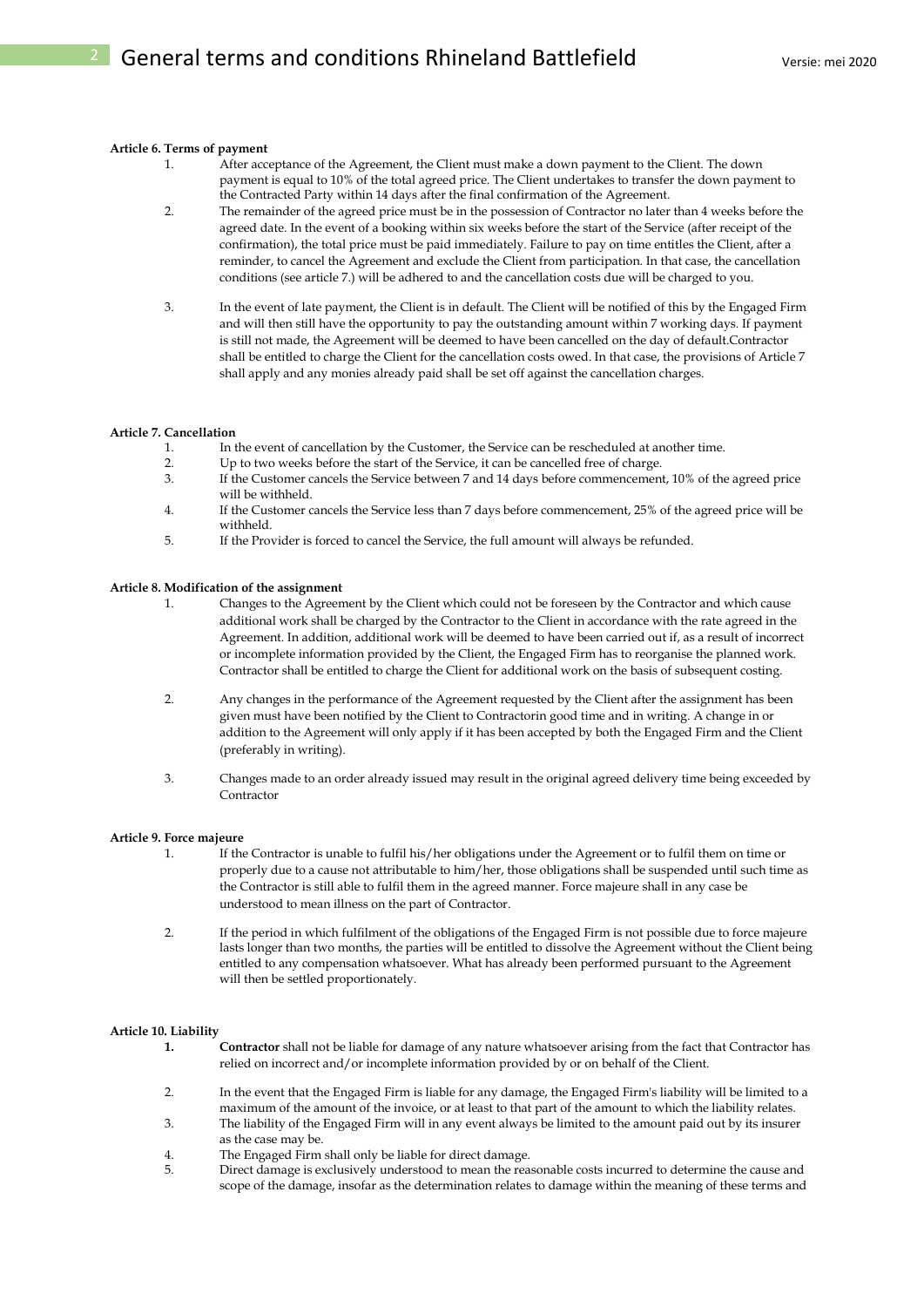**Article 6. Terms of payment**

1. After acceptance of the Agreement, the Client must make a down payment to the Client. The down payment is equal to 10% of the total agreed price. The Client undertakes to transfer the down payment to the Contracted Party within 14 days after the final confirmation of the Agreement.
2. The remainder of the agreed price must be in the possession of Contractor no later than 4 weeks before the agreed date. In the event of a booking within six weeks before the start of the Service (after receipt of the confirmation), the total price must be paid immediately. Failure to pay on time entitles the Client, after a reminder, to cancel the Agreement and exclude the Client from participation. In that case, the cancellation conditions (see article 7.) will be adhered to and the cancellation costs due will be charged to you.
3. In the event of late payment, the Client is in default. The Client will be notified of this by the Engaged Firm and will then still have the opportunity to pay the outstanding amount within 7 working days. If payment is still not made, the Agreement will be deemed to have been cancelled on the day of default.Contractor shall be entitled to charge the Client for the cancellation costs owed. In that case, the provisions of Article 7 shall apply and any monies already paid shall be set off against the cancellation charges.

**Article 7. Cancellation**

1. In the event of cancellation by the Customer, the Service can be rescheduled at another time.
2. Up to two weeks before the start of the Service, it can be cancelled free of charge.
3. If the Customer cancels the Service between 7 and 14 days before commencement, 10% of the agreed price will be withheld.
4. If the Customer cancels the Service less than 7 days before commencement, 25% of the agreed price will be withheld.
5. If the Provider is forced to cancel the Service, the full amount will always be refunded.

**Article 8. Modification of the assignment**

1. Changes to the Agreement by the Client which could not be foreseen by the Contractor and which cause additional work shall be charged by the Contractor to the Client in accordance with the rate agreed in the Agreement. In addition, additional work will be deemed to have been carried out if, as a result of incorrect or incomplete information provided by the Client, the Engaged Firm has to reorganise the planned work. Contractor shall be entitled to charge the Client for additional work on the basis of subsequent costing.
2. Any changes in the performance of the Agreement requested by the Client after the assignment has been given must have been notified by the Client to Contractorin good time and in writing. A change in or addition to the Agreement will only apply if it has been accepted by both the Engaged Firm and the Client (preferably in writing).
3. Changes made to an order already issued may result in the original agreed delivery time being exceeded by Contractor

**Article 9. Force majeure**

1. If the Contractor is unable to fulfil his/her obligations under the Agreement or to fulfil them on time or properly due to a cause not attributable to him/her, those obligations shall be suspended until such time as the Contractor is still able to fulfil them in the agreed manner. Force majeure shall in any case be understood to mean illness on the part of Contractor.
2. If the period in which fulfilment of the obligations of the Engaged Firm is not possible due to force majeure lasts longer than two months, the parties will be entitled to dissolve the Agreement without the Client being entitled to any compensation whatsoever. What has already been performed pursuant to the Agreement will then be settled proportionately.

**Article 10. Liability**

1. **Contractor** shall not be liable for damage of any nature whatsoever arising from the fact that Contractor has relied on incorrect and/or incomplete information provided by or on behalf of the Client.
2. In the event that the Engaged Firm is liable for any damage, the Engaged Firm's liability will be limited to a maximum of the amount of the invoice, or at least to that part of the amount to which the liability relates.
3. The liability of the Engaged Firm will in any event always be limited to the amount paid out by its insurer as the case may be.
4. The Engaged Firm shall only be liable for direct damage.
5. Direct damage is exclusively understood to mean the reasonable costs incurred to determine the cause and scope of the damage, insofar as the determination relates to damage within the meaning of these terms and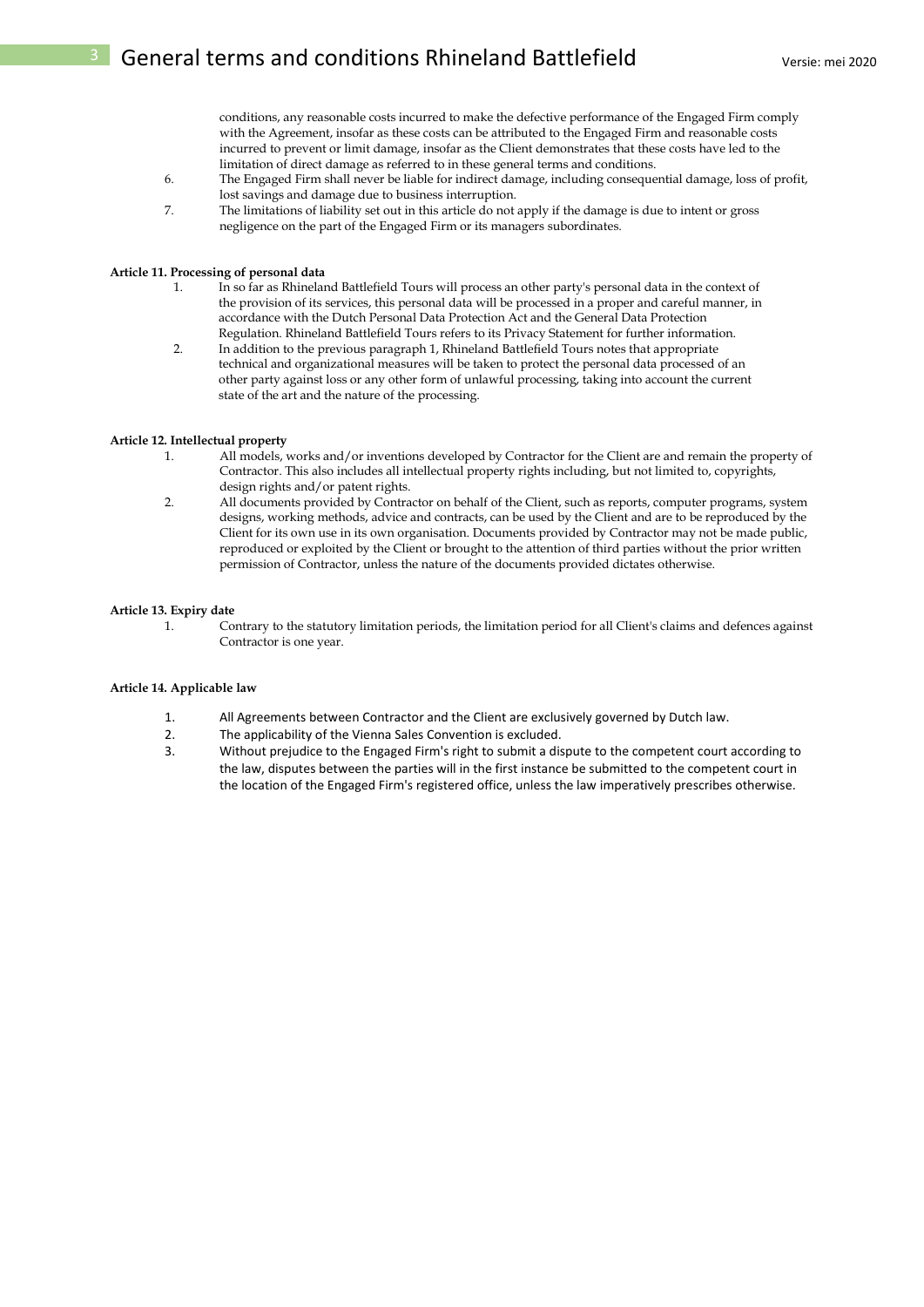conditions, any reasonable costs incurred to make the defective performance of the Engaged Firm comply with the Agreement, insofar as these costs can be attributed to the Engaged Firm and reasonable costs incurred to prevent or limit damage, insofar as the Client demonstrates that these costs have led to the limitation of direct damage as referred to in these general terms and conditions.

6. The Engaged Firm shall never be liable for indirect damage, including consequential damage, loss of profit, lost savings and damage due to business interruption.
7. The limitations of liability set out in this article do not apply if the damage is due to intent or gross negligence on the part of the Engaged Firm or its managers subordinates.

**Article 11. Processing of personal data**

1. In so far as Rhineland Battlefield Tours will process an other party's personal data in the context of the provision of its services, this personal data will be processed in a proper and careful manner, in accordance with the Dutch Personal Data Protection Act and the General Data Protection Regulation. Rhineland Battlefield Tours refers to its Privacy Statement for further information.
2. In addition to the previous paragraph 1, Rhineland Battlefield Tours notes that appropriate technical and organizational measures will be taken to protect the personal data processed of an other party against loss or any other form of unlawful processing, taking into account the current state of the art and the nature of the processing.

**Article 12. Intellectual property**

1. All models, works and/or inventions developed by Contractor for the Client are and remain the property of Contractor. This also includes all intellectual property rights including, but not limited to, copyrights, design rights and/or patent rights.
2. All documents provided by Contractor on behalf of the Client, such as reports, computer programs, system designs, working methods, advice and contracts, can be used by the Client and are to be reproduced by the Client for its own use in its own organisation. Documents provided by Contractor may not be made public, reproduced or exploited by the Client or brought to the attention of third parties without the prior written permission of Contractor, unless the nature of the documents provided dictates otherwise.

**Article 13. Expiry date**

1. Contrary to the statutory limitation periods, the limitation period for all Client's claims and defences against Contractor is one year.

**Article 14. Applicable law**

1. All Agreements between Contractor and the Client are exclusively governed by Dutch law.
2. The applicability of the Vienna Sales Convention is excluded.
3. Without prejudice to the Engaged Firm's right to submit a dispute to the competent court according to the law, disputes between the parties will in the first instance be submitted to the competent court in the location of the Engaged Firm's registered office, unless the law imperatively prescribes otherwise.